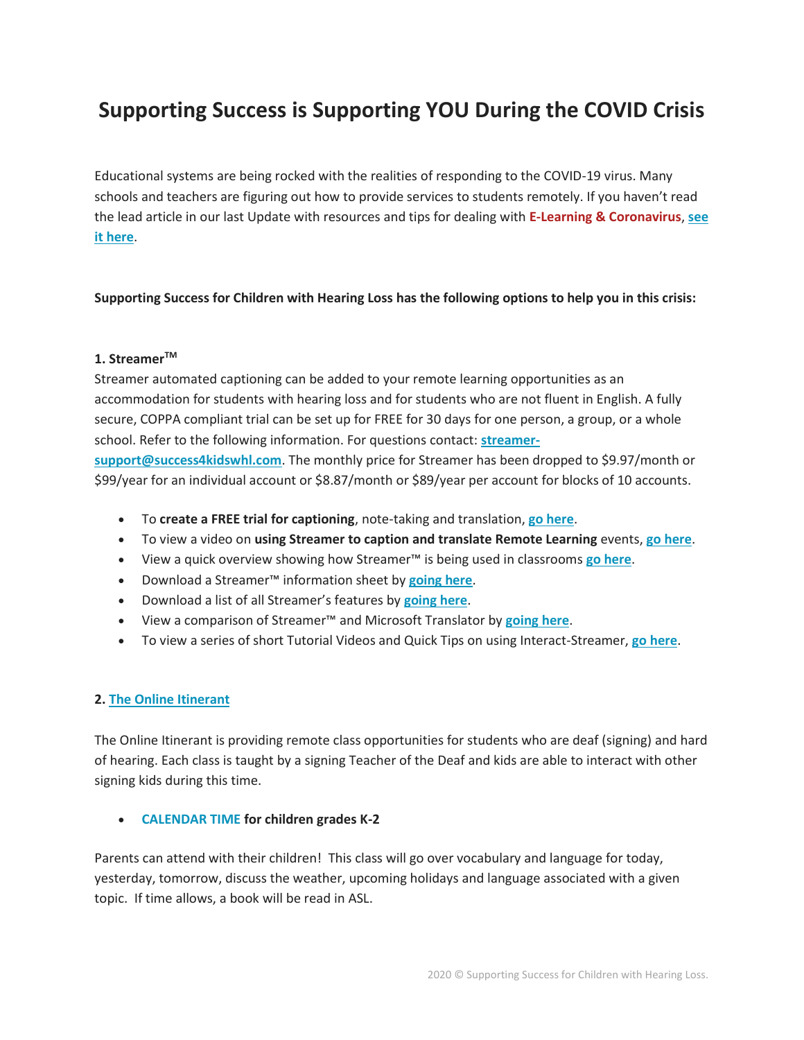# Supporting Success is Supporting YOU During the COVID Crisis

Educational systems are being rocked with the realities of responding to the COVID-19 virus. Many schools and teachers are figuring out how to provide services to students remotely. If you haven't read the lead article in our last Update with resources and tips for dealing with **E-Learning & Coronavirus**, **see it here**.

**Supporting Success for Children with Hearing Loss has the following options to help you in this crisis:**

**1. Streamer™**

Streamer automated captioning can be added to your remote learning opportunities as an accommodation for students with hearing loss and for students who are not fluent in English. A fully secure, COPPA compliant trial can be set up for FREE for 30 days for one person, a group, or a whole school. Refer to the following information. For questions contact: **streamer-support@success4kidswhl.com**. The monthly price for Streamer has been dropped to $9.97/month or $99/year for an individual account or $8.87/month or $89/year per account for blocks of 10 accounts.

- To **create a FREE trial for captioning**, note-taking and translation, **go here**.
- To view a video on **using Streamer to caption and translate Remote Learning** events, **go here**.
- View a quick overview showing how Streamer™ is being used in classrooms **go here**.
- Download a Streamer™ information sheet by **going here**.
- Download a list of all Streamer's features by **going here**.
- View a comparison of Streamer™ and Microsoft Translator by **going here**.
- To view a series of short Tutorial Videos and Quick Tips on using Interact-Streamer, **go here**.

**2. The Online Itinerant**

The Online Itinerant is providing remote class opportunities for students who are deaf (signing) and hard of hearing. Each class is taught by a signing Teacher of the Deaf and kids are able to interact with other signing kids during this time.

- **CALENDAR TIME for children grades K-2**

Parents can attend with their children! This class will go over vocabulary and language for today, yesterday, tomorrow, discuss the weather, upcoming holidays and language associated with a given topic. If time allows, a book will be read in ASL.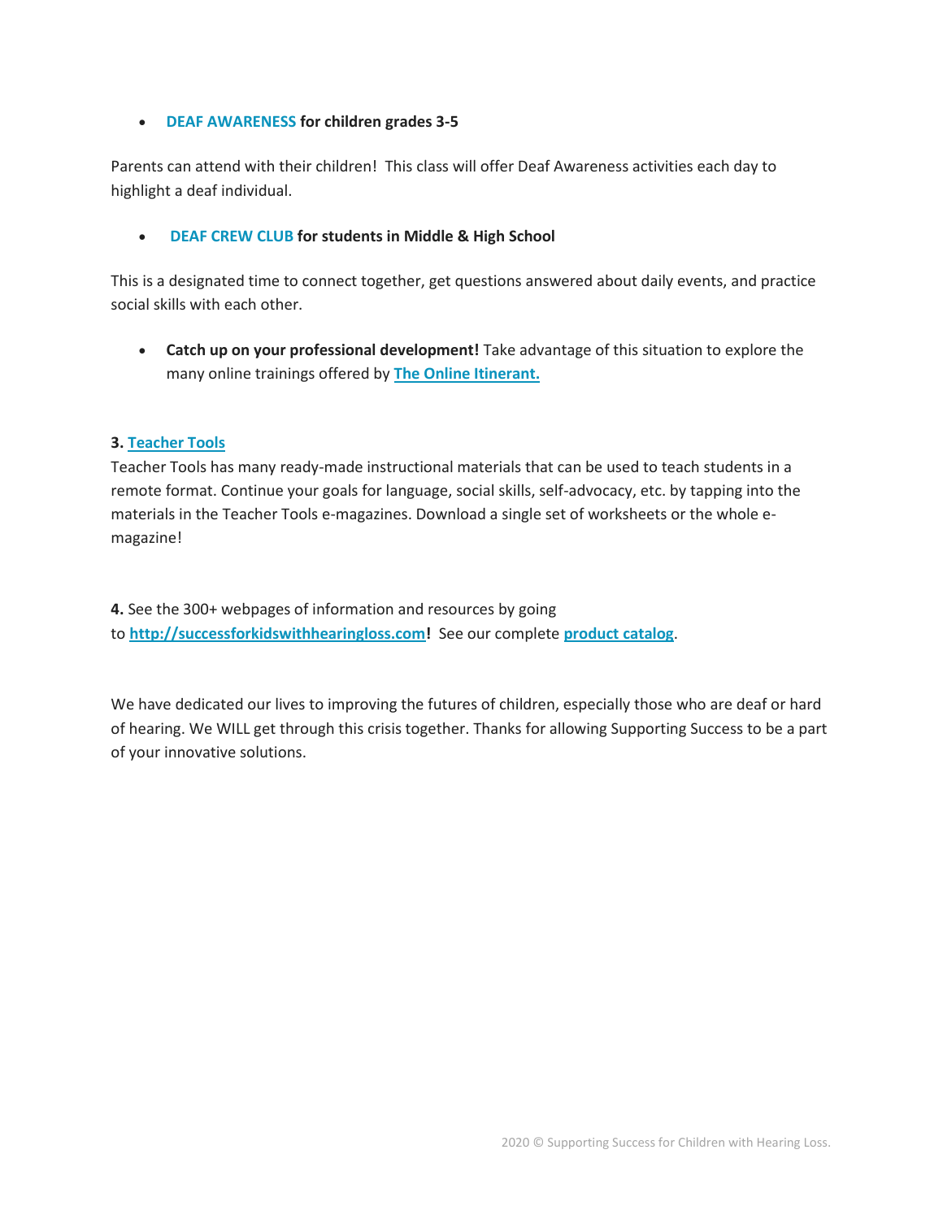- **DEAF AWARENESS for children grades 3-5**

Parents can attend with their children! This class will offer Deaf Awareness activities each day to highlight a deaf individual.

- **DEAF CREW CLUB for students in Middle & High School**

This is a designated time to connect together, get questions answered about daily events, and practice social skills with each other.

- **Catch up on your professional development!** Take advantage of this situation to explore the many online trainings offered by **The Online Itinerant.**

**3. Teacher Tools**
Teacher Tools has many ready-made instructional materials that can be used to teach students in a remote format. Continue your goals for language, social skills, self-advocacy, etc. by tapping into the materials in the Teacher Tools e-magazines. Download a single set of worksheets or the whole e-magazine!

**4.** See the 300+ webpages of information and resources by going to **http://successforkidswithhearingloss.com!** See our complete product catalog.

We have dedicated our lives to improving the futures of children, especially those who are deaf or hard of hearing. We WILL get through this crisis together. Thanks for allowing Supporting Success to be a part of your innovative solutions.